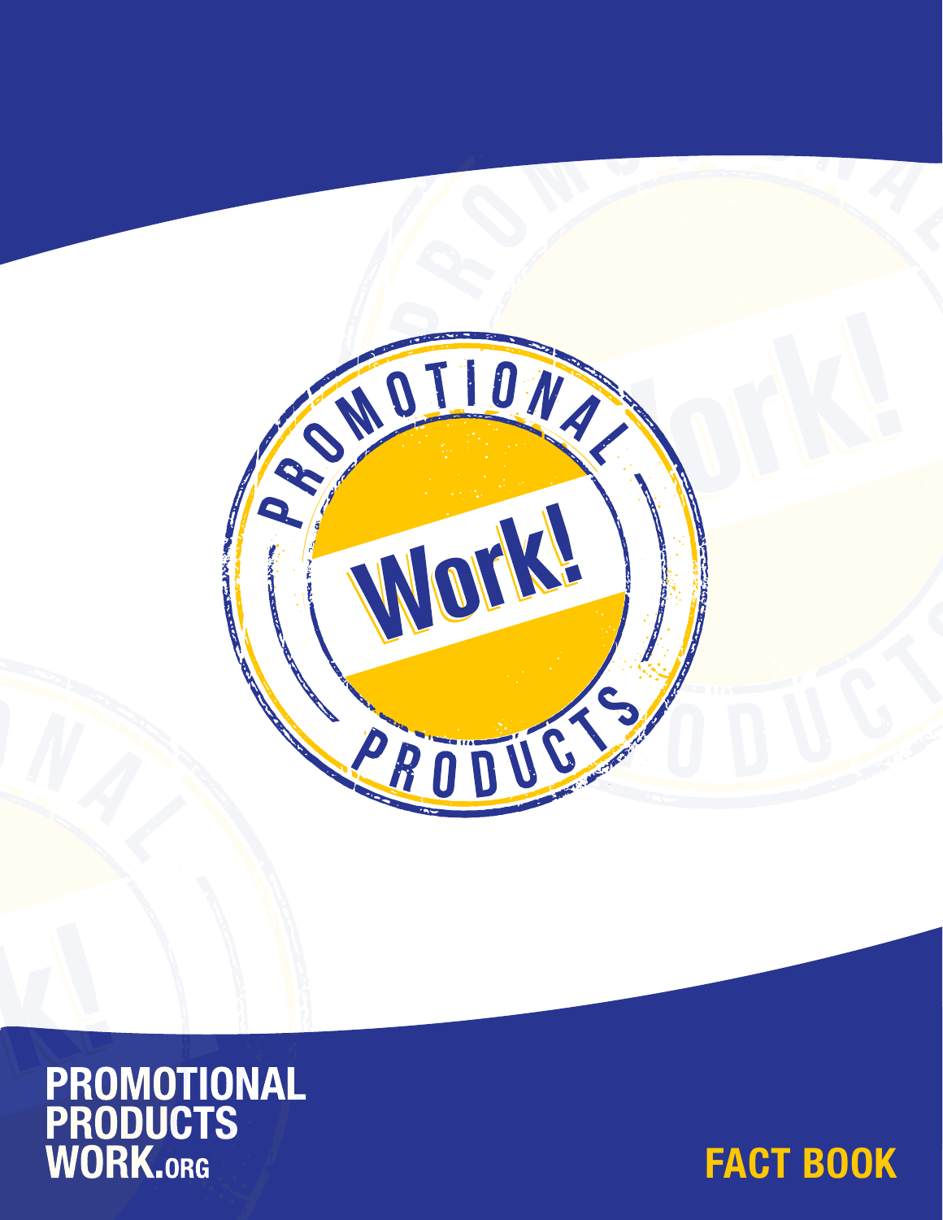PROMOTIONAL

Work!

PRODUCTS

PROMOTIONAL PRODUCTS WORK.ORG

# FACT BOOK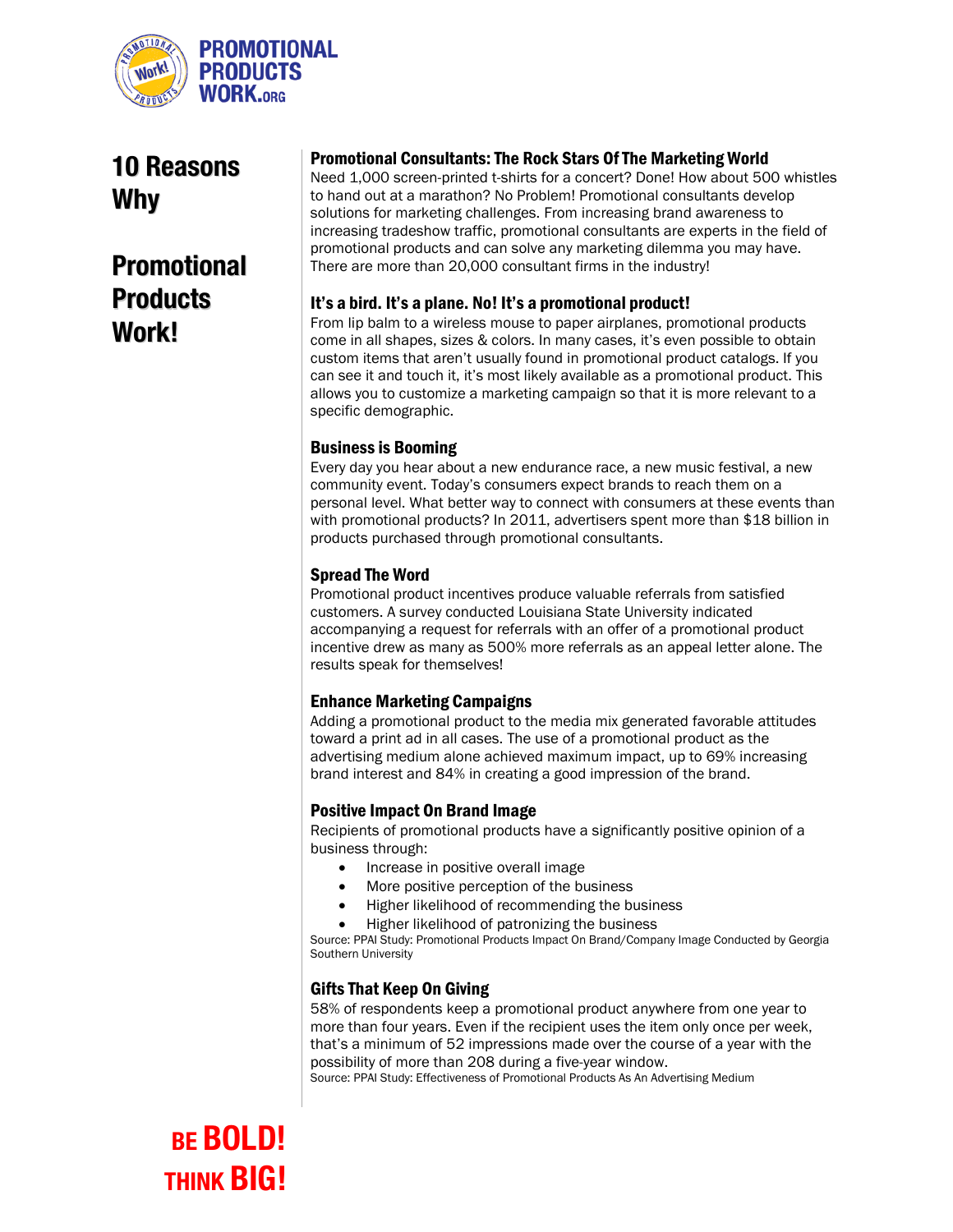# 10 Reasons Why

# Promotional Products Work!

### Promotional Consultants: The Rock Stars Of The Marketing World

Need 1,000 screen-printed t-shirts for a concert? Done! How about 500 whistles to hand out at a marathon? No Problem! Promotional consultants develop solutions for marketing challenges. From increasing brand awareness to increasing tradeshow traffic, promotional consultants are experts in the field of promotional products and can solve any marketing dilemma you may have. There are more than 20,000 consultant firms in the industry!

### It's a bird. It's a plane. No! It's a promotional product!

From lip balm to a wireless mouse to paper airplanes, promotional products come in all shapes, sizes & colors. In many cases, it's even possible to obtain custom items that aren't usually found in promotional product catalogs. If you can see it and touch it, it's most likely available as a promotional product. This allows you to customize a marketing campaign so that it is more relevant to a specific demographic.

### Business is Booming

Every day you hear about a new endurance race, a new music festival, a new community event. Today's consumers expect brands to reach them on a personal level. What better way to connect with consumers at these events than with promotional products? In 2011, advertisers spent more than $18 billion in products purchased through promotional consultants.

### Spread The Word

Promotional product incentives produce valuable referrals from satisfied customers. A survey conducted Louisiana State University indicated accompanying a request for referrals with an offer of a promotional product incentive drew as many as 500% more referrals as an appeal letter alone. The results speak for themselves!

### Enhance Marketing Campaigns

Adding a promotional product to the media mix generated favorable attitudes toward a print ad in all cases. The use of a promotional product as the advertising medium alone achieved maximum impact, up to 69% increasing brand interest and 84% in creating a good impression of the brand.

### Positive Impact On Brand Image

Recipients of promotional products have a significantly positive opinion of a business through:

- Increase in positive overall image
- More positive perception of the business
- Higher likelihood of recommending the business
- Higher likelihood of patronizing the business

Source: PPAI Study: Promotional Products Impact On Brand/Company Image Conducted by Georgia Southern University

### Gifts That Keep On Giving

58% of respondents keep a promotional product anywhere from one year to more than four years. Even if the recipient uses the item only once per week, that's a minimum of 52 impressions made over the course of a year with the possibility of more than 208 during a five-year window.

Source: PPAI Study: Effectiveness of Promotional Products As An Advertising Medium

**BE BOLD! THINK BIG!**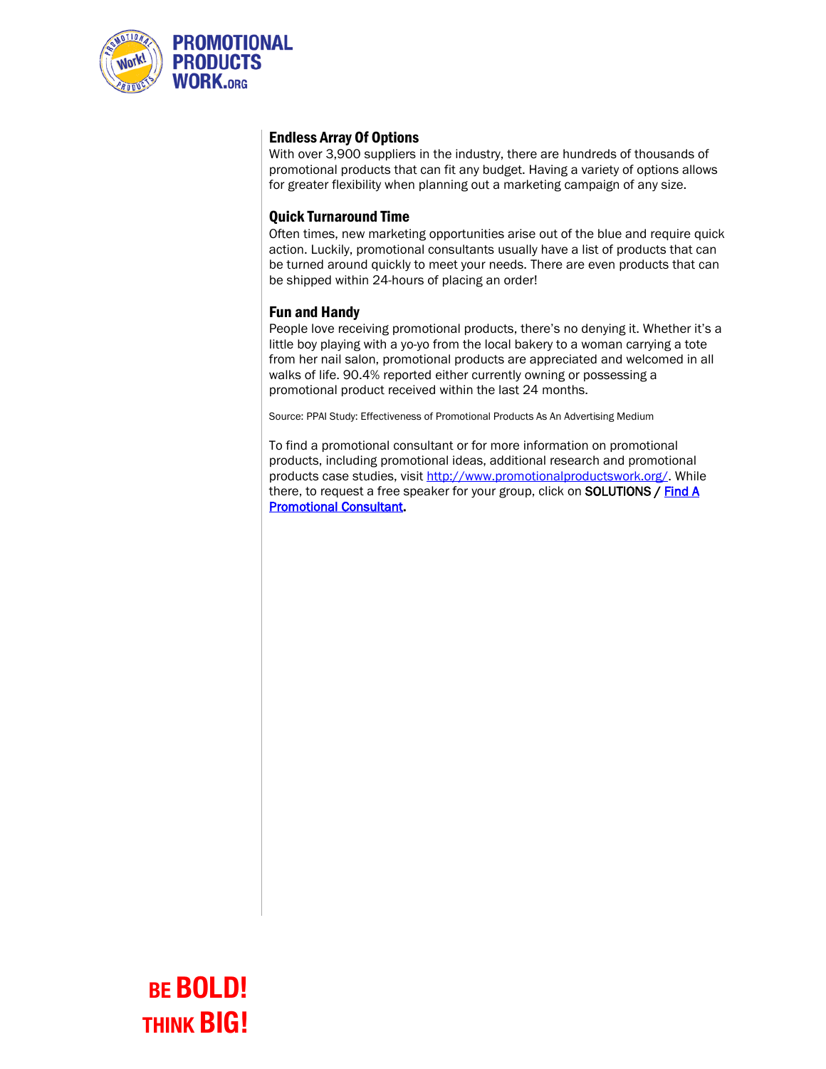### Endless Array Of Options

With over 3,900 suppliers in the industry, there are hundreds of thousands of promotional products that can fit any budget. Having a variety of options allows for greater flexibility when planning out a marketing campaign of any size.

### Quick Turnaround Time

Often times, new marketing opportunities arise out of the blue and require quick action. Luckily, promotional consultants usually have a list of products that can be turned around quickly to meet your needs. There are even products that can be shipped within 24-hours of placing an order!

### Fun and Handy

People love receiving promotional products, there's no denying it. Whether it's a little boy playing with a yo-yo from the local bakery to a woman carrying a tote from her nail salon, promotional products are appreciated and welcomed in all walks of life. 90.4% reported either currently owning or possessing a promotional product received within the last 24 months.

Source: PPAI Study: Effectiveness of Promotional Products As An Advertising Medium

To find a promotional consultant or for more information on promotional products, including promotional ideas, additional research and promotional products case studies, visit http://www.promotionalproductswork.org/. While there, to request a free speaker for your group, click on SOLUTIONS / **Find A Promotional Consultant.**

BE **BOLD!**
THINK **BIG!**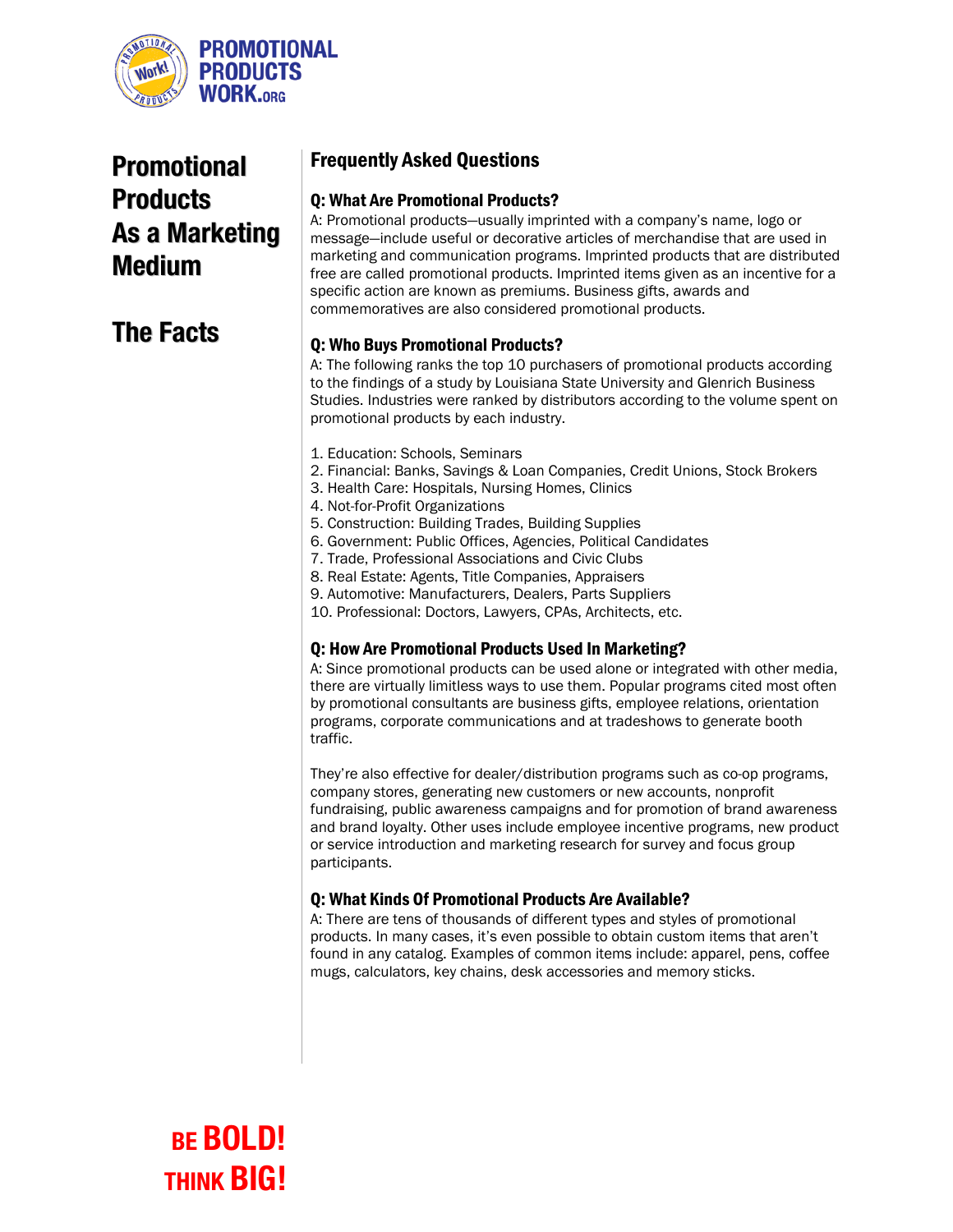PROMOTIONAL PRODUCTS WORK.ORG

# Promotional Products As a Marketing Medium

# The Facts

## Frequently Asked Questions

### Q: What Are Promotional Products?

A: Promotional products—usually imprinted with a company's name, logo or message—include useful or decorative articles of merchandise that are used in marketing and communication programs. Imprinted products that are distributed free are called promotional products. Imprinted items given as an incentive for a specific action are known as premiums. Business gifts, awards and commemoratives are also considered promotional products.

### Q: Who Buys Promotional Products?

A: The following ranks the top 10 purchasers of promotional products according to the findings of a study by Louisiana State University and Glenrich Business Studies. Industries were ranked by distributors according to the volume spent on promotional products by each industry.

1. Education: Schools, Seminars
2. Financial: Banks, Savings & Loan Companies, Credit Unions, Stock Brokers
3. Health Care: Hospitals, Nursing Homes, Clinics
4. Not-for-Profit Organizations
5. Construction: Building Trades, Building Supplies
6. Government: Public Offices, Agencies, Political Candidates
7. Trade, Professional Associations and Civic Clubs
8. Real Estate: Agents, Title Companies, Appraisers
9. Automotive: Manufacturers, Dealers, Parts Suppliers
10. Professional: Doctors, Lawyers, CPAs, Architects, etc.

### Q: How Are Promotional Products Used In Marketing?

A: Since promotional products can be used alone or integrated with other media, there are virtually limitless ways to use them. Popular programs cited most often by promotional consultants are business gifts, employee relations, orientation programs, corporate communications and at tradeshows to generate booth traffic.

They're also effective for dealer/distribution programs such as co-op programs, company stores, generating new customers or new accounts, nonprofit fundraising, public awareness campaigns and for promotion of brand awareness and brand loyalty. Other uses include employee incentive programs, new product or service introduction and marketing research for survey and focus group participants.

### Q: What Kinds Of Promotional Products Are Available?

A: There are tens of thousands of different types and styles of promotional products. In many cases, it's even possible to obtain custom items that aren't found in any catalog. Examples of common items include: apparel, pens, coffee mugs, calculators, key chains, desk accessories and memory sticks.

**BE BOLD! THINK BIG!**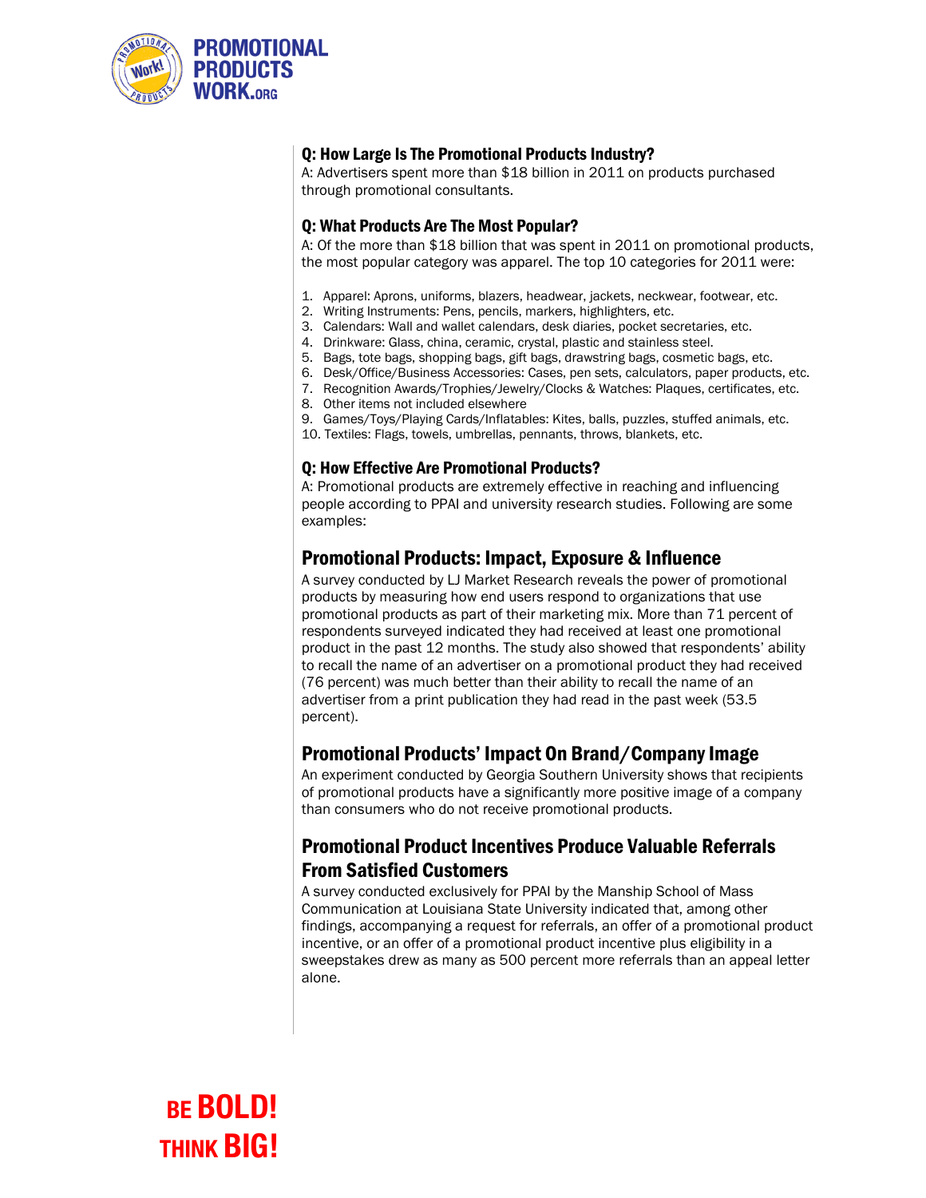**Q: How Large Is The Promotional Products Industry?**

A: Advertisers spent more than $18 billion in 2011 on products purchased through promotional consultants.

**Q: What Products Are The Most Popular?**

A: Of the more than $18 billion that was spent in 2011 on promotional products, the most popular category was apparel. The top 10 categories for 2011 were:

1. Apparel: Aprons, uniforms, blazers, headwear, jackets, neckwear, footwear, etc.
2. Writing Instruments: Pens, pencils, markers, highlighters, etc.
3. Calendars: Wall and wallet calendars, desk diaries, pocket secretaries, etc.
4. Drinkware: Glass, china, ceramic, crystal, plastic and stainless steel.
5. Bags, tote bags, shopping bags, gift bags, drawstring bags, cosmetic bags, etc.
6. Desk/Office/Business Accessories: Cases, pen sets, calculators, paper products, etc.
7. Recognition Awards/Trophies/Jewelry/Clocks & Watches: Plaques, certificates, etc.
8. Other items not included elsewhere
9. Games/Toys/Playing Cards/Inflatables: Kites, balls, puzzles, stuffed animals, etc.
10. Textiles: Flags, towels, umbrellas, pennants, throws, blankets, etc.

**Q: How Effective Are Promotional Products?**

A: Promotional products are extremely effective in reaching and influencing people according to PPAI and university research studies. Following are some examples:

## Promotional Products: Impact, Exposure & Influence

A survey conducted by LJ Market Research reveals the power of promotional products by measuring how end users respond to organizations that use promotional products as part of their marketing mix. More than 71 percent of respondents surveyed indicated they had received at least one promotional product in the past 12 months. The study also showed that respondents' ability to recall the name of an advertiser on a promotional product they had received (76 percent) was much better than their ability to recall the name of an advertiser from a print publication they had read in the past week (53.5 percent).

## Promotional Products' Impact On Brand/Company Image

An experiment conducted by Georgia Southern University shows that recipients of promotional products have a significantly more positive image of a company than consumers who do not receive promotional products.

## Promotional Product Incentives Produce Valuable Referrals From Satisfied Customers

A survey conducted exclusively for PPAI by the Manship School of Mass Communication at Louisiana State University indicated that, among other findings, accompanying a request for referrals, an offer of a promotional product incentive, or an offer of a promotional product incentive plus eligibility in a sweepstakes drew as many as 500 percent more referrals than an appeal letter alone.

BE BOLD!
THINK BIG!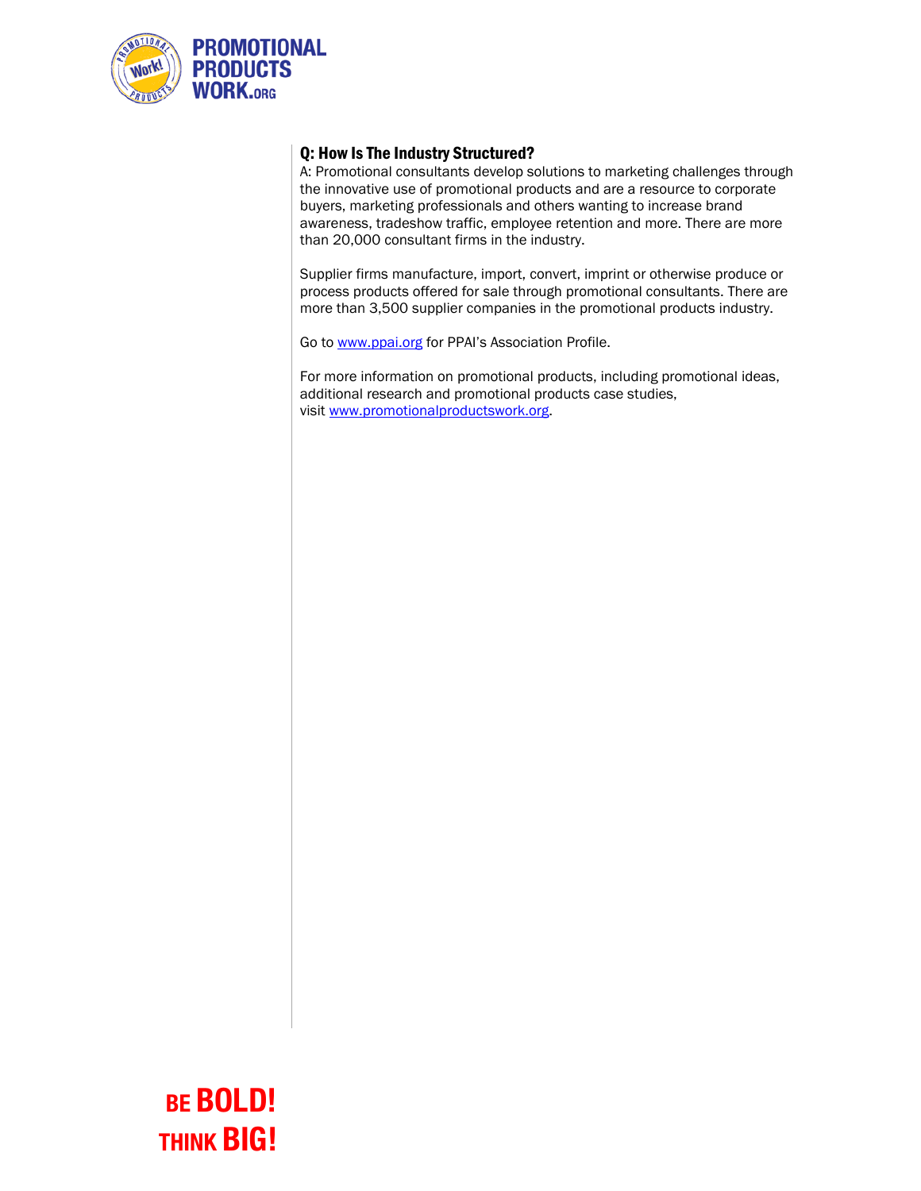### Q: How Is The Industry Structured?

A: Promotional consultants develop solutions to marketing challenges through the innovative use of promotional products and are a resource to corporate buyers, marketing professionals and others wanting to increase brand awareness, tradeshow traffic, employee retention and more. There are more than 20,000 consultant firms in the industry.

Supplier firms manufacture, import, convert, imprint or otherwise produce or process products offered for sale through promotional consultants. There are more than 3,500 supplier companies in the promotional products industry.

Go to www.ppai.org for PPAI's Association Profile.

For more information on promotional products, including promotional ideas, additional research and promotional products case studies, visit www.promotionalproductswork.org.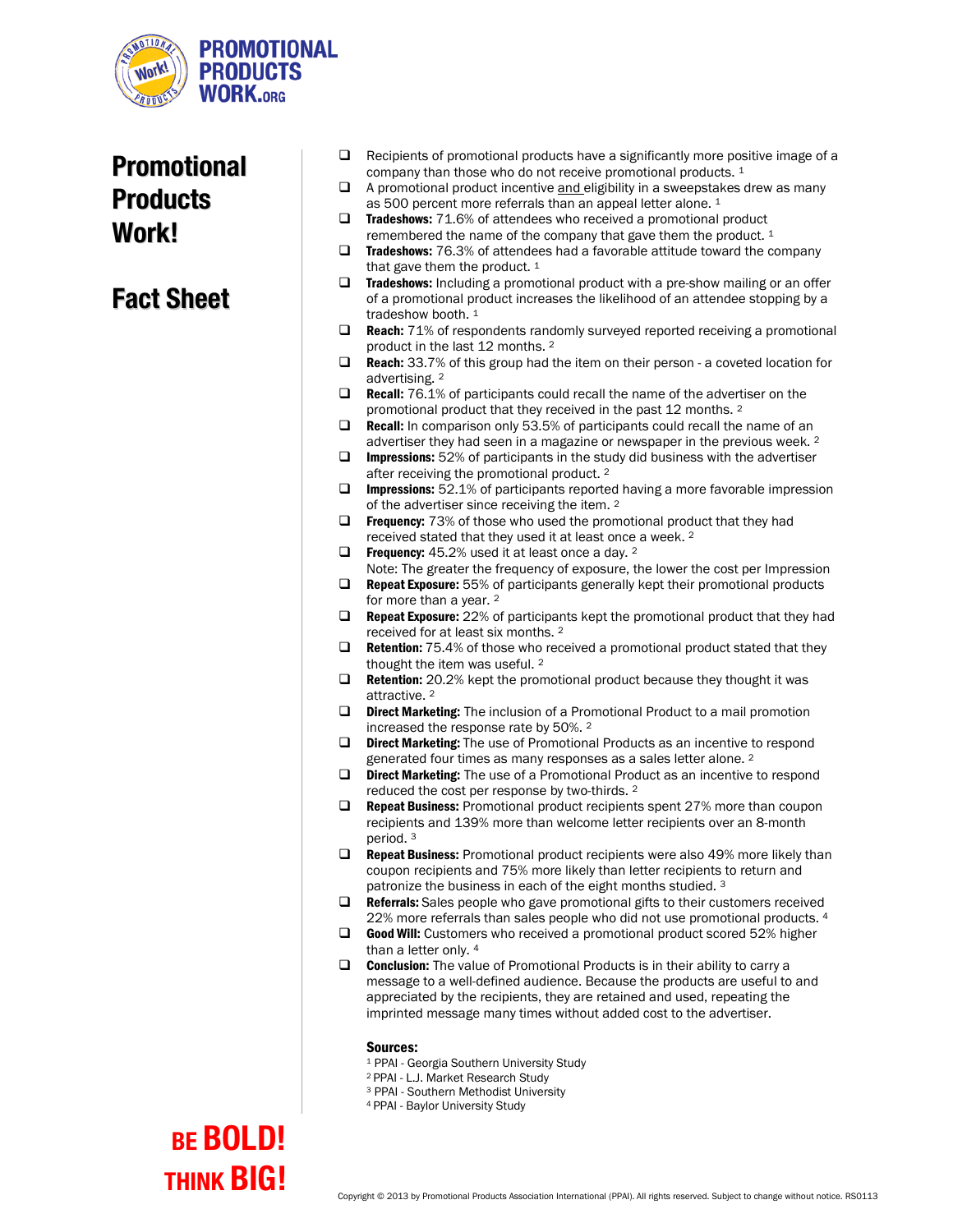PROMOTIONAL PRODUCTS WORK.ORG

# Promotional Products Work!

## Fact Sheet

- Recipients of promotional products have a significantly more positive image of a company than those who do not receive promotional products. [1]
- A promotional product incentive and eligibility in a sweepstakes drew as many as 500 percent more referrals than an appeal letter alone. [1]
- **Tradeshows:** 71.6% of attendees who received a promotional product remembered the name of the company that gave them the product. [1]
- **Tradeshows:** 76.3% of attendees had a favorable attitude toward the company that gave them the product. [1]
- **Tradeshows:** Including a promotional product with a pre-show mailing or an offer of a promotional product increases the likelihood of an attendee stopping by a tradeshow booth. [1]
- **Reach:** 71% of respondents randomly surveyed reported receiving a promotional product in the last 12 months. [2]
- **Reach:** 33.7% of this group had the item on their person - a coveted location for advertising. [2]
- **Recall:** 76.1% of participants could recall the name of the advertiser on the promotional product that they received in the past 12 months. [2]
- **Recall:** In comparison only 53.5% of participants could recall the name of an advertiser they had seen in a magazine or newspaper in the previous week. [2]
- **Impressions:** 52% of participants in the study did business with the advertiser after receiving the promotional product. [2]
- **Impressions:** 52.1% of participants reported having a more favorable impression of the advertiser since receiving the item. [2]
- **Frequency:** 73% of those who used the promotional product that they had received stated that they used it at least once a week. [2]
- **Frequency:** 45.2% used it at least once a day. [2]
  Note: The greater the frequency of exposure, the lower the cost per Impression
- **Repeat Exposure:** 55% of participants generally kept their promotional products for more than a year. [2]
- **Repeat Exposure:** 22% of participants kept the promotional product that they had received for at least six months. [2]
- **Retention:** 75.4% of those who received a promotional product stated that they thought the item was useful. [2]
- **Retention:** 20.2% kept the promotional product because they thought it was attractive. [2]
- **Direct Marketing:** The inclusion of a Promotional Product to a mail promotion increased the response rate by 50%. [2]
- **Direct Marketing:** The use of Promotional Products as an incentive to respond generated four times as many responses as a sales letter alone. [2]
- **Direct Marketing:** The use of a Promotional Product as an incentive to respond reduced the cost per response by two-thirds. [2]
- **Repeat Business:** Promotional product recipients spent 27% more than coupon recipients and 139% more than welcome letter recipients over an 8-month period. [3]
- **Repeat Business:** Promotional product recipients were also 49% more likely than coupon recipients and 75% more likely than letter recipients to return and patronize the business in each of the eight months studied. [3]
- **Referrals:** Sales people who gave promotional gifts to their customers received 22% more referrals than sales people who did not use promotional products. [4]
- **Good Will:** Customers who received a promotional product scored 52% higher than a letter only. [4]
- **Conclusion:** The value of Promotional Products is in their ability to carry a message to a well-defined audience. Because the products are useful to and appreciated by the recipients, they are retained and used, repeating the imprinted message many times without added cost to the advertiser.

**Sources:**

[1] PPAI - Georgia Southern University Study
[2] PPAI - L.J. Market Research Study
[3] PPAI - Southern Methodist University
[4] PPAI - Baylor University Study

**BE BOLD! THINK BIG!**

Copyright © 2013 by Promotional Products Association International (PPAI). All rights reserved. Subject to change without notice. RS0113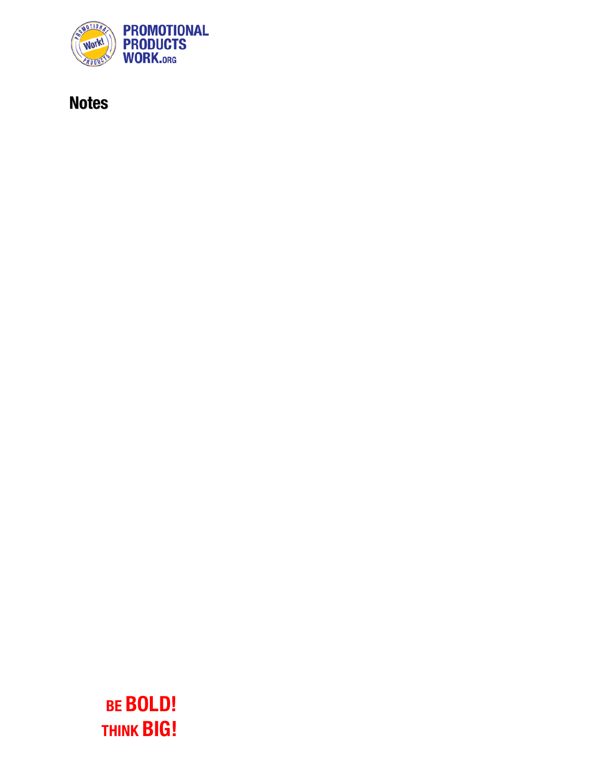PROMOTIONAL PRODUCTS WORK.ORG

## Notes

**BE BOLD!**
**THINK BIG!**